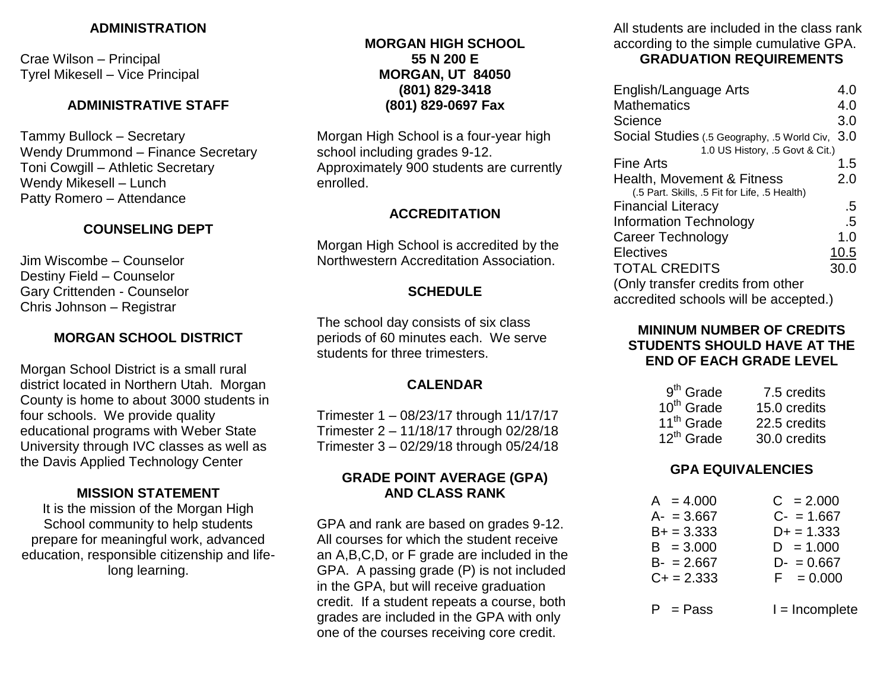## ADMINISTRATION

Crae Wilson – Principal
Tyrel Mikesell – Vice Principal

## ADMINISTRATIVE STAFF

Tammy Bullock – Secretary
Wendy Drummond – Finance Secretary
Toni Cowgill – Athletic Secretary
Wendy Mikesell – Lunch
Patty Romero – Attendance

## COUNSELING DEPT

Jim Wiscombe – Counselor
Destiny Field – Counselor
Gary Crittenden - Counselor
Chris Johnson – Registrar

## MORGAN SCHOOL DISTRICT

Morgan School District is a small rural district located in Northern Utah. Morgan County is home to about 3000 students in four schools. We provide quality educational programs with Weber State University through IVC classes as well as the Davis Applied Technology Center

## MISSION STATEMENT

It is the mission of the Morgan High School community to help students prepare for meaningful work, advanced education, responsible citizenship and life-long learning.

## MORGAN HIGH SCHOOL

**55 N 200 E**
**MORGAN, UT 84050**
**(801) 829-3418**
**(801) 829-0697 Fax**

Morgan High School is a four-year high school including grades 9-12. Approximately 900 students are currently enrolled.

## ACCREDITATION

Morgan High School is accredited by the Northwestern Accreditation Association.

## SCHEDULE

The school day consists of six class periods of 60 minutes each. We serve students for three trimesters.

## CALENDAR

Trimester 1 – 08/23/17 through 11/17/17
Trimester 2 – 11/18/17 through 02/28/18
Trimester 3 – 02/29/18 through 05/24/18

## GRADE POINT AVERAGE (GPA) AND CLASS RANK

GPA and rank are based on grades 9-12. All courses for which the student receive an A,B,C,D, or F grade are included in the GPA. A passing grade (P) is not included in the GPA, but will receive graduation credit. If a student repeats a course, both grades are included in the GPA with only one of the courses receiving core credit.

All students are included in the class rank according to the simple cumulative GPA.

## GRADUATION REQUIREMENTS

| Subject | Credits |
|---|---|
| English/Language Arts | 4.0 |
| Mathematics | 4.0 |
| Science | 3.0 |
| Social Studies (.5 Geography, .5 World Civ, 1.0 US History, .5 Govt & Cit.) | 3.0 |
| Fine Arts | 1.5 |
| Health, Movement & Fitness (.5 Part. Skills, .5 Fit for Life, .5 Health) | 2.0 |
| Financial Literacy | .5 |
| Information Technology | .5 |
| Career Technology | 1.0 |
| Electives | 10.5 |
| TOTAL CREDITS | 30.0 |

(Only transfer credits from other accredited schools will be accepted.)

## MININUM NUMBER OF CREDITS STUDENTS SHOULD HAVE AT THE END OF EACH GRADE LEVEL

| Grade | Credits |
|---|---|
| 9th Grade | 7.5 credits |
| 10th Grade | 15.0 credits |
| 11th Grade | 22.5 credits |
| 12th Grade | 30.0 credits |

## GPA EQUIVALENCIES

| | |
|---|---|
| A = 4.000 | C = 2.000 |
| A- = 3.667 | C- = 1.667 |
| B+ = 3.333 | D+ = 1.333 |
| B = 3.000 | D = 1.000 |
| B- = 2.667 | D- = 0.667 |
| C+ = 2.333 | F = 0.000 |
| P = Pass | I = Incomplete |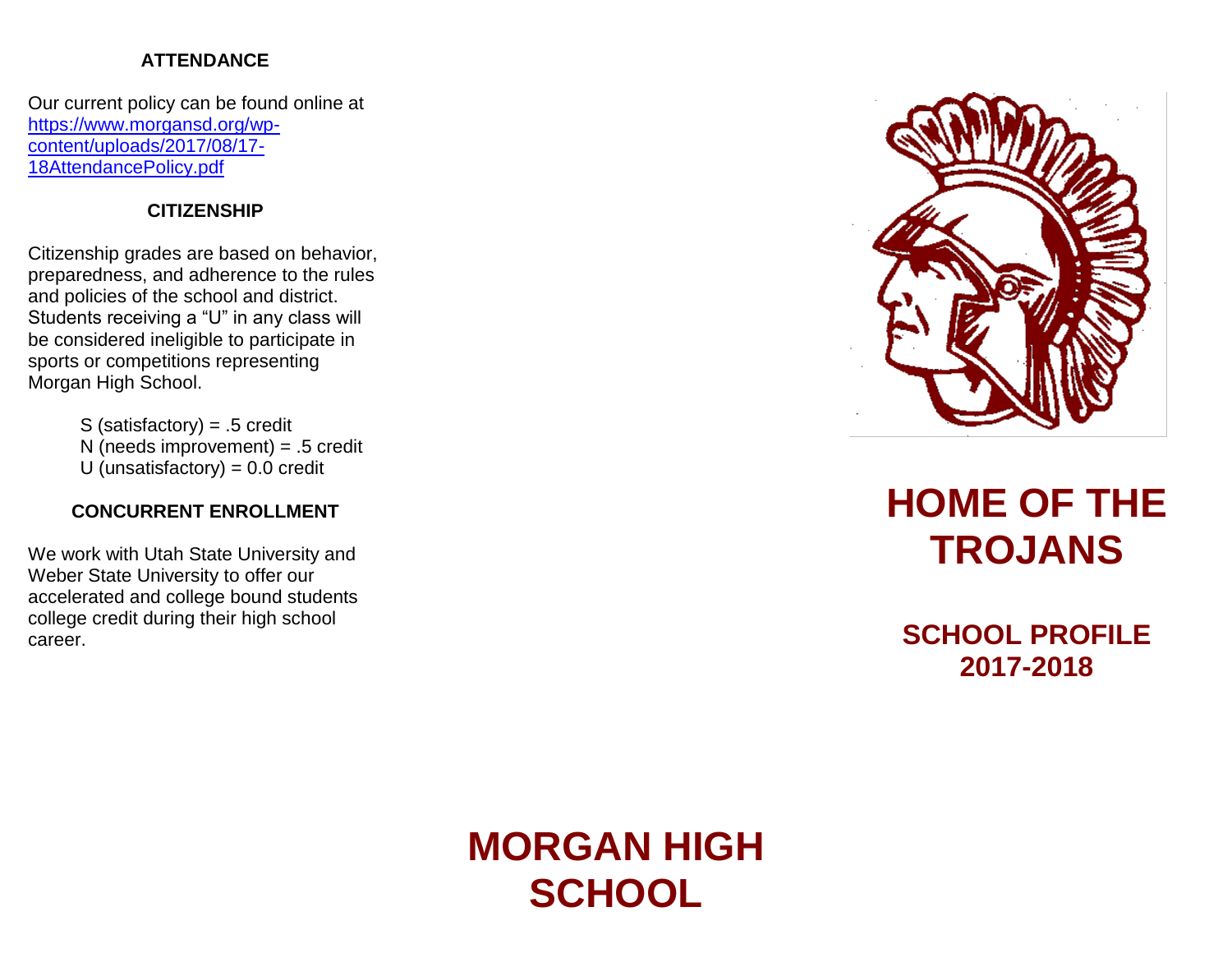## ATTENDANCE

Our current policy can be found online at [https://www.morgansd.org/wp-content/uploads/2017/08/17-18AttendancePolicy.pdf](https://www.morgansd.org/wp-content/uploads/2017/08/17-18AttendancePolicy.pdf)

## CITIZENSHIP

Citizenship grades are based on behavior, preparedness, and adherence to the rules and policies of the school and district. Students receiving a "U" in any class will be considered ineligible to participate in sports or competitions representing Morgan High School.

S (satisfactory) = .5 credit
N (needs improvement) = .5 credit
U (unsatisfactory) = 0.0 credit

## CONCURRENT ENROLLMENT

We work with Utah State University and Weber State University to offer our accelerated and college bound students college credit during their high school career.

# MORGAN HIGH SCHOOL

# HOME OF THE TROJANS

## SCHOOL PROFILE 2017-2018